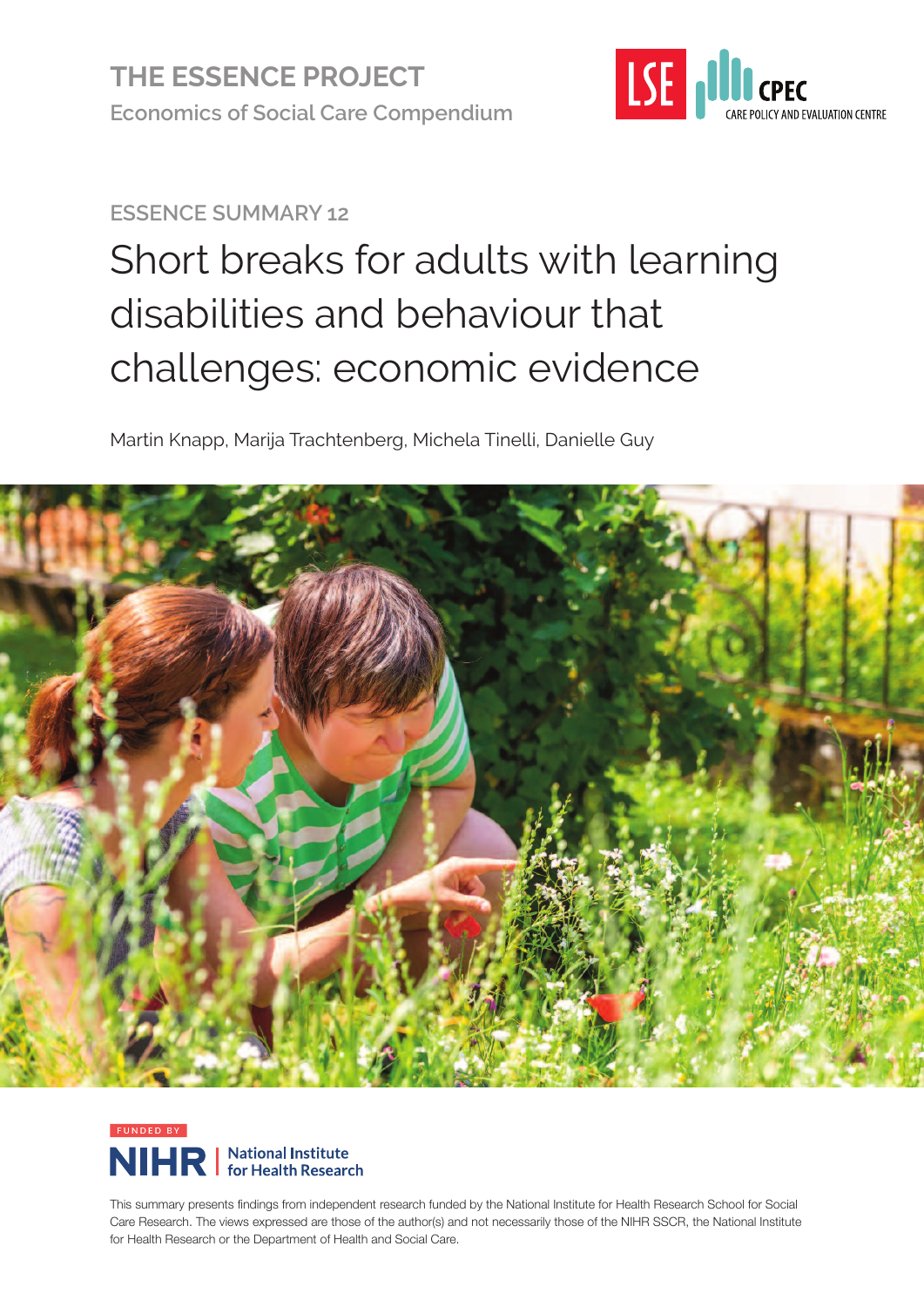THE ESSENCE PROJECT

Economics of Social Care Compendium

LSE CPEC CARE POLICY AND EVALUATION CENTRE

ESSENCE SUMMARY 12

# Short breaks for adults with learning disabilities and behaviour that challenges: economic evidence

Martin Knapp, Marija Trachtenberg, Michela Tinelli, Danielle Guy

FUNDED BY

NIHR | National Institute for Health Research

This summary presents findings from independent research funded by the National Institute for Health Research School for Social Care Research. The views expressed are those of the author(s) and not necessarily those of the NIHR SSCR, the National Institute for Health Research or the Department of Health and Social Care.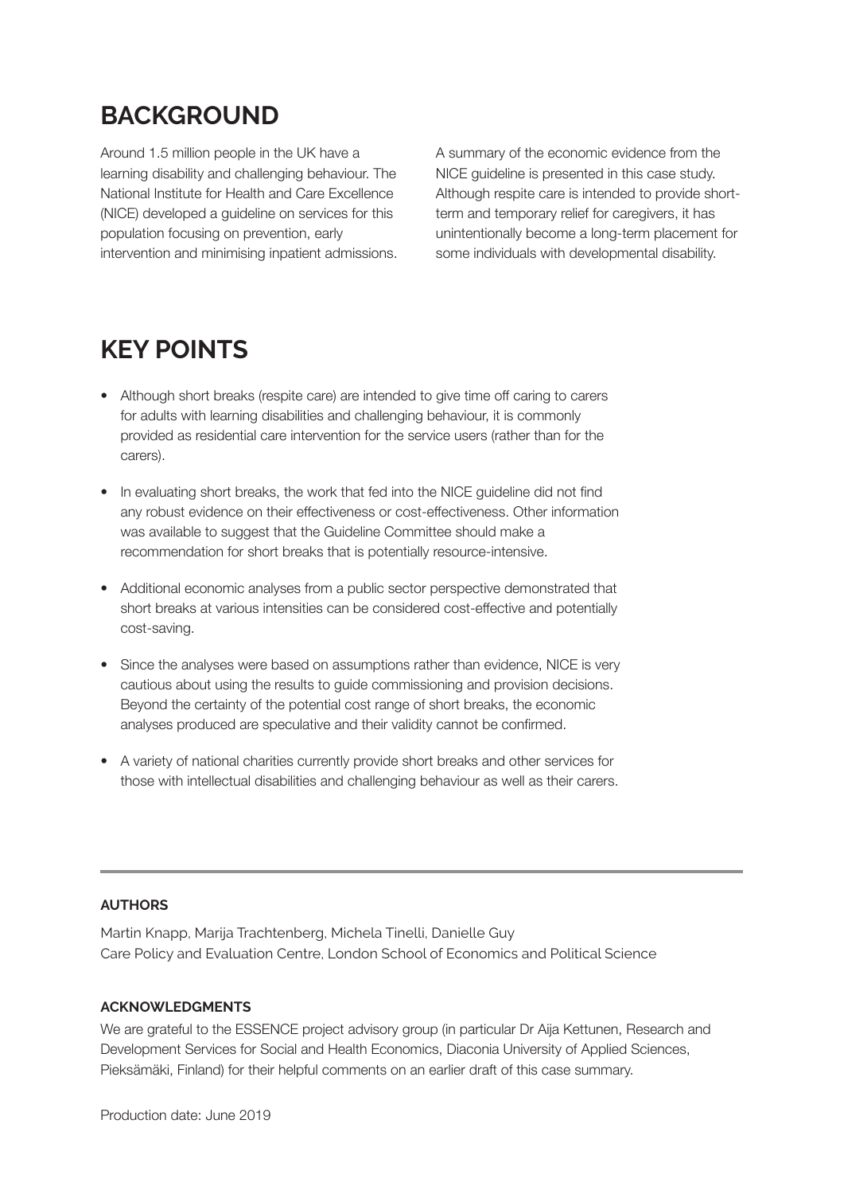## BACKGROUND

Around 1.5 million people in the UK have a learning disability and challenging behaviour. The National Institute for Health and Care Excellence (NICE) developed a guideline on services for this population focusing on prevention, early intervention and minimising inpatient admissions.

A summary of the economic evidence from the NICE guideline is presented in this case study. Although respite care is intended to provide short-term and temporary relief for caregivers, it has unintentionally become a long-term placement for some individuals with developmental disability.

## KEY POINTS

- Although short breaks (respite care) are intended to give time off caring to carers for adults with learning disabilities and challenging behaviour, it is commonly provided as residential care intervention for the service users (rather than for the carers).
- In evaluating short breaks, the work that fed into the NICE guideline did not find any robust evidence on their effectiveness or cost-effectiveness. Other information was available to suggest that the Guideline Committee should make a recommendation for short breaks that is potentially resource-intensive.
- Additional economic analyses from a public sector perspective demonstrated that short breaks at various intensities can be considered cost-effective and potentially cost-saving.
- Since the analyses were based on assumptions rather than evidence, NICE is very cautious about using the results to guide commissioning and provision decisions. Beyond the certainty of the potential cost range of short breaks, the economic analyses produced are speculative and their validity cannot be confirmed.
- A variety of national charities currently provide short breaks and other services for those with intellectual disabilities and challenging behaviour as well as their carers.

---

#### AUTHORS

Martin Knapp, Marija Trachtenberg, Michela Tinelli, Danielle Guy
Care Policy and Evaluation Centre, London School of Economics and Political Science

#### ACKNOWLEDGMENTS

We are grateful to the ESSENCE project advisory group (in particular Dr Aija Kettunen, Research and Development Services for Social and Health Economics, Diaconia University of Applied Sciences, Pieksämäki, Finland) for their helpful comments on an earlier draft of this case summary.

Production date: June 2019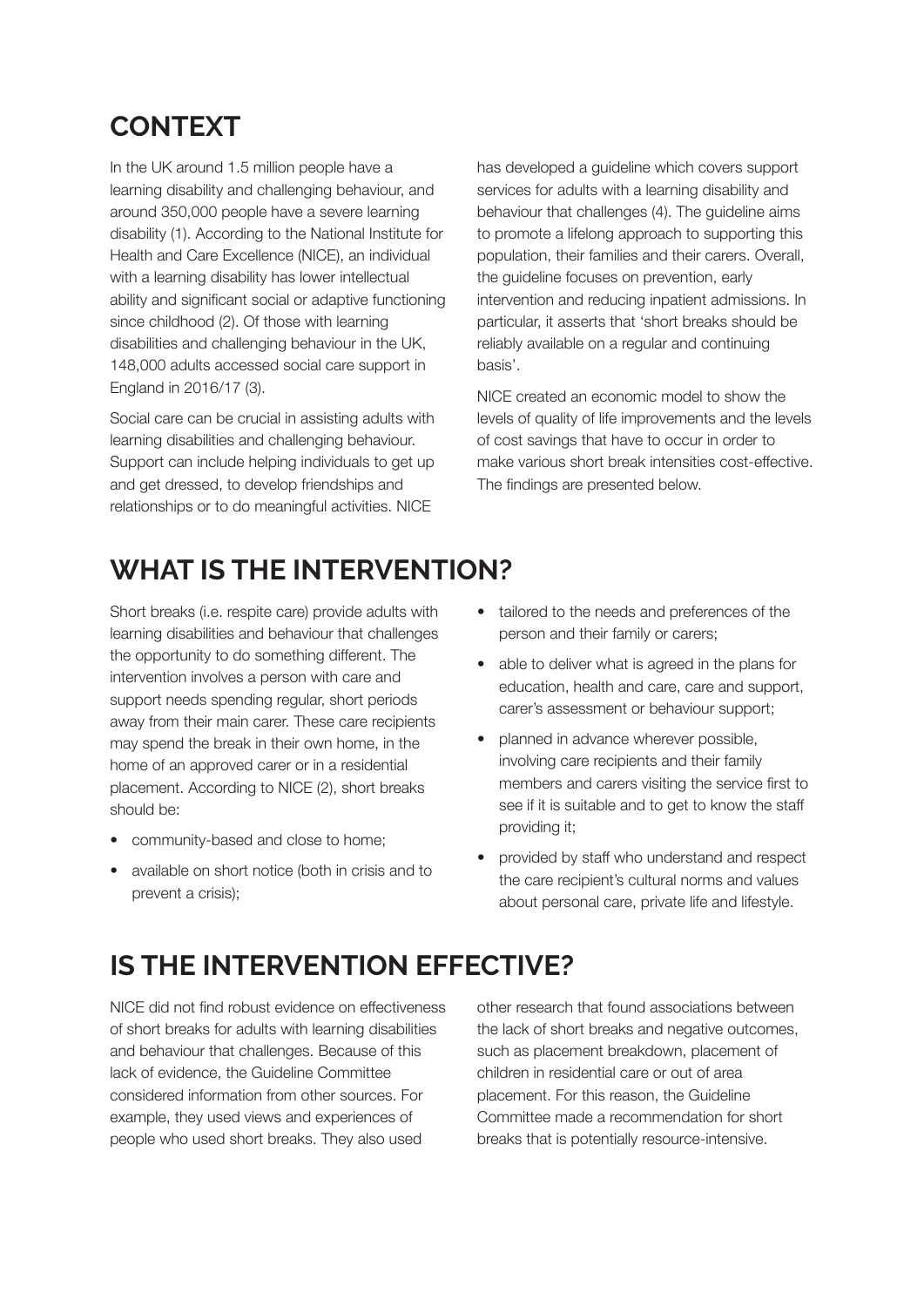## CONTEXT

In the UK around 1.5 million people have a learning disability and challenging behaviour, and around 350,000 people have a severe learning disability (1). According to the National Institute for Health and Care Excellence (NICE), an individual with a learning disability has lower intellectual ability and significant social or adaptive functioning since childhood (2). Of those with learning disabilities and challenging behaviour in the UK, 148,000 adults accessed social care support in England in 2016/17 (3).

Social care can be crucial in assisting adults with learning disabilities and challenging behaviour. Support can include helping individuals to get up and get dressed, to develop friendships and relationships or to do meaningful activities. NICE has developed a guideline which covers support services for adults with a learning disability and behaviour that challenges (4). The guideline aims to promote a lifelong approach to supporting this population, their families and their carers. Overall, the guideline focuses on prevention, early intervention and reducing inpatient admissions. In particular, it asserts that 'short breaks should be reliably available on a regular and continuing basis'.

NICE created an economic model to show the levels of quality of life improvements and the levels of cost savings that have to occur in order to make various short break intensities cost-effective. The findings are presented below.

## WHAT IS THE INTERVENTION?

Short breaks (i.e. respite care) provide adults with learning disabilities and behaviour that challenges the opportunity to do something different. The intervention involves a person with care and support needs spending regular, short periods away from their main carer. These care recipients may spend the break in their own home, in the home of an approved carer or in a residential placement. According to NICE (2), short breaks should be:

- community-based and close to home;
- available on short notice (both in crisis and to prevent a crisis);
- tailored to the needs and preferences of the person and their family or carers;
- able to deliver what is agreed in the plans for education, health and care, care and support, carer's assessment or behaviour support;
- planned in advance wherever possible, involving care recipients and their family members and carers visiting the service first to see if it is suitable and to get to know the staff providing it;
- provided by staff who understand and respect the care recipient's cultural norms and values about personal care, private life and lifestyle.

## IS THE INTERVENTION EFFECTIVE?

NICE did not find robust evidence on effectiveness of short breaks for adults with learning disabilities and behaviour that challenges. Because of this lack of evidence, the Guideline Committee considered information from other sources. For example, they used views and experiences of people who used short breaks. They also used other research that found associations between the lack of short breaks and negative outcomes, such as placement breakdown, placement of children in residential care or out of area placement. For this reason, the Guideline Committee made a recommendation for short breaks that is potentially resource-intensive.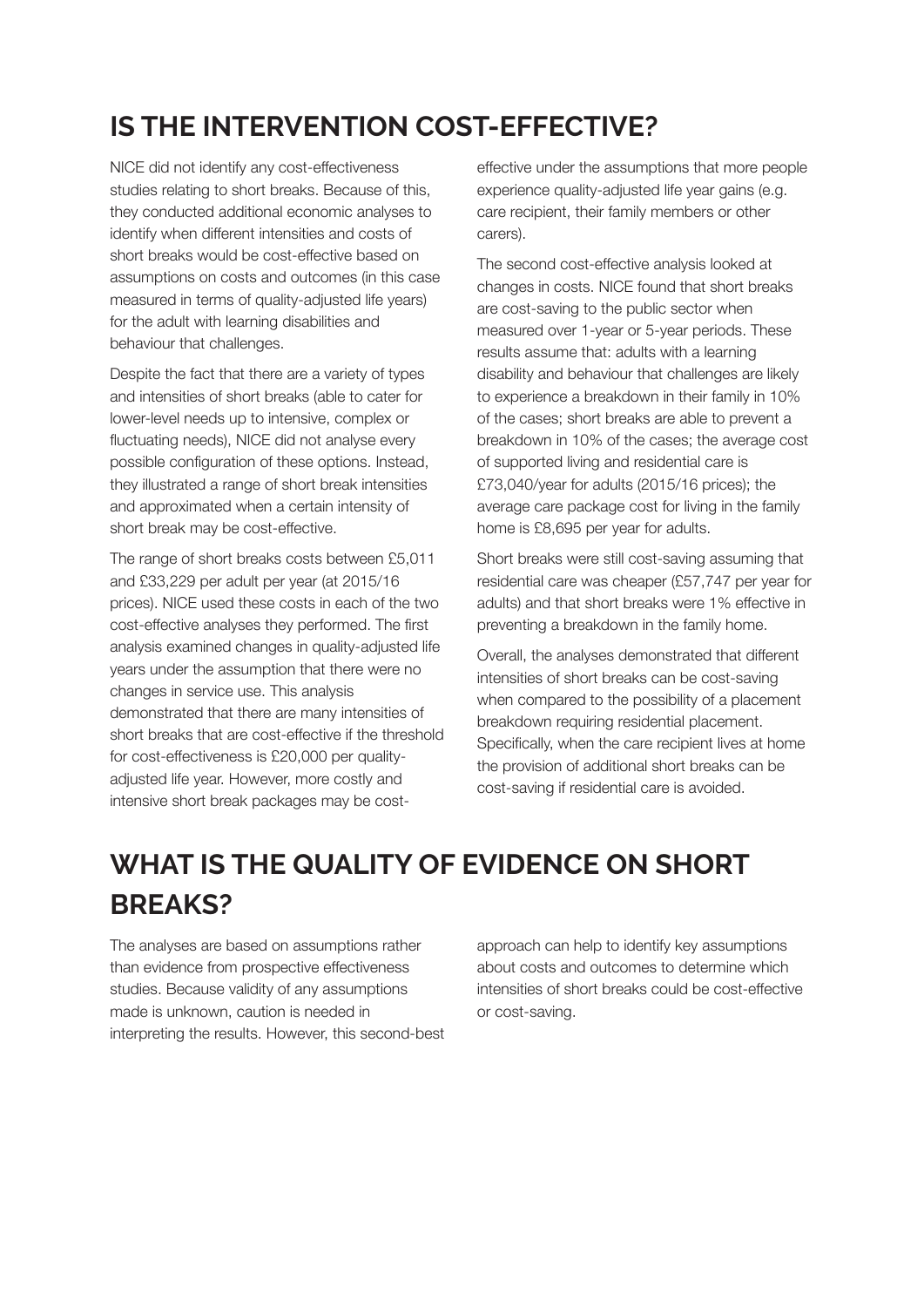## IS THE INTERVENTION COST-EFFECTIVE?

NICE did not identify any cost-effectiveness studies relating to short breaks. Because of this, they conducted additional economic analyses to identify when different intensities and costs of short breaks would be cost-effective based on assumptions on costs and outcomes (in this case measured in terms of quality-adjusted life years) for the adult with learning disabilities and behaviour that challenges.

Despite the fact that there are a variety of types and intensities of short breaks (able to cater for lower-level needs up to intensive, complex or fluctuating needs), NICE did not analyse every possible configuration of these options. Instead, they illustrated a range of short break intensities and approximated when a certain intensity of short break may be cost-effective.

The range of short breaks costs between £5,011 and £33,229 per adult per year (at 2015/16 prices). NICE used these costs in each of the two cost-effective analyses they performed. The first analysis examined changes in quality-adjusted life years under the assumption that there were no changes in service use. This analysis demonstrated that there are many intensities of short breaks that are cost-effective if the threshold for cost-effectiveness is £20,000 per quality-adjusted life year. However, more costly and intensive short break packages may be cost-effective under the assumptions that more people experience quality-adjusted life year gains (e.g. care recipient, their family members or other carers).

The second cost-effective analysis looked at changes in costs. NICE found that short breaks are cost-saving to the public sector when measured over 1-year or 5-year periods. These results assume that: adults with a learning disability and behaviour that challenges are likely to experience a breakdown in their family in 10% of the cases; short breaks are able to prevent a breakdown in 10% of the cases; the average cost of supported living and residential care is £73,040/year for adults (2015/16 prices); the average care package cost for living in the family home is £8,695 per year for adults.

Short breaks were still cost-saving assuming that residential care was cheaper (£57,747 per year for adults) and that short breaks were 1% effective in preventing a breakdown in the family home.

Overall, the analyses demonstrated that different intensities of short breaks can be cost-saving when compared to the possibility of a placement breakdown requiring residential placement. Specifically, when the care recipient lives at home the provision of additional short breaks can be cost-saving if residential care is avoided.

## WHAT IS THE QUALITY OF EVIDENCE ON SHORT BREAKS?

The analyses are based on assumptions rather than evidence from prospective effectiveness studies. Because validity of any assumptions made is unknown, caution is needed in interpreting the results. However, this second-best approach can help to identify key assumptions about costs and outcomes to determine which intensities of short breaks could be cost-effective or cost-saving.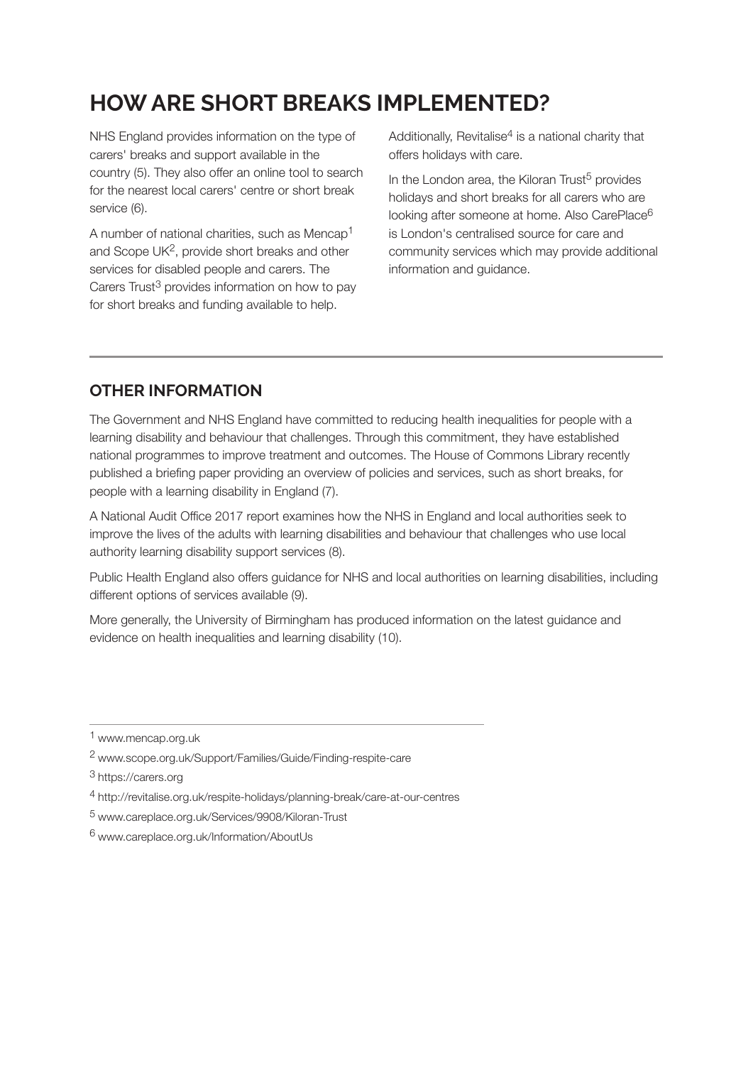# HOW ARE SHORT BREAKS IMPLEMENTED?

NHS England provides information on the type of carers' breaks and support available in the country (5). They also offer an online tool to search for the nearest local carers' centre or short break service (6).

A number of national charities, such as Mencap[1] and Scope UK[2], provide short breaks and other services for disabled people and carers. The Carers Trust[3] provides information on how to pay for short breaks and funding available to help.

Additionally, Revitalise[4] is a national charity that offers holidays with care.

In the London area, the Kiloran Trust[5] provides holidays and short breaks for all carers who are looking after someone at home. Also CarePlace[6] is London's centralised source for care and community services which may provide additional information and guidance.

## OTHER INFORMATION

The Government and NHS England have committed to reducing health inequalities for people with a learning disability and behaviour that challenges. Through this commitment, they have established national programmes to improve treatment and outcomes. The House of Commons Library recently published a briefing paper providing an overview of policies and services, such as short breaks, for people with a learning disability in England (7).

A National Audit Office 2017 report examines how the NHS in England and local authorities seek to improve the lives of the adults with learning disabilities and behaviour that challenges who use local authority learning disability support services (8).

Public Health England also offers guidance for NHS and local authorities on learning disabilities, including different options of services available (9).

More generally, the University of Birmingham has produced information on the latest guidance and evidence on health inequalities and learning disability (10).

---

[1] www.mencap.org.uk

[2] www.scope.org.uk/Support/Families/Guide/Finding-respite-care

[3] https://carers.org

[4] http://revitalise.org.uk/respite-holidays/planning-break/care-at-our-centres

[5] www.careplace.org.uk/Services/9908/Kiloran-Trust

[6] www.careplace.org.uk/Information/AboutUs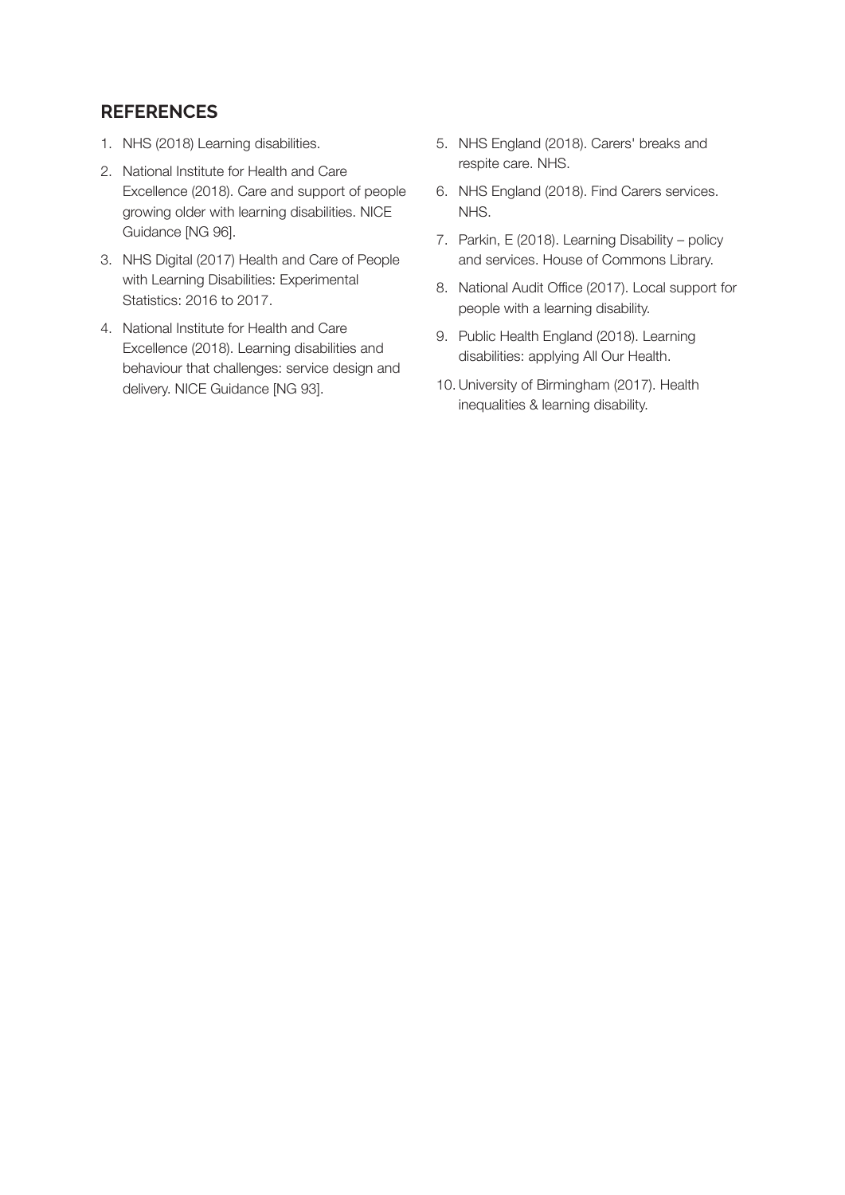## REFERENCES

1. NHS (2018) Learning disabilities.
2. National Institute for Health and Care Excellence (2018). Care and support of people growing older with learning disabilities. NICE Guidance [NG 96].
3. NHS Digital (2017) Health and Care of People with Learning Disabilities: Experimental Statistics: 2016 to 2017.
4. National Institute for Health and Care Excellence (2018). Learning disabilities and behaviour that challenges: service design and delivery. NICE Guidance [NG 93].
5. NHS England (2018). Carers' breaks and respite care. NHS.
6. NHS England (2018). Find Carers services. NHS.
7. Parkin, E (2018). Learning Disability – policy and services. House of Commons Library.
8. National Audit Office (2017). Local support for people with a learning disability.
9. Public Health England (2018). Learning disabilities: applying All Our Health.
10. University of Birmingham (2017). Health inequalities & learning disability.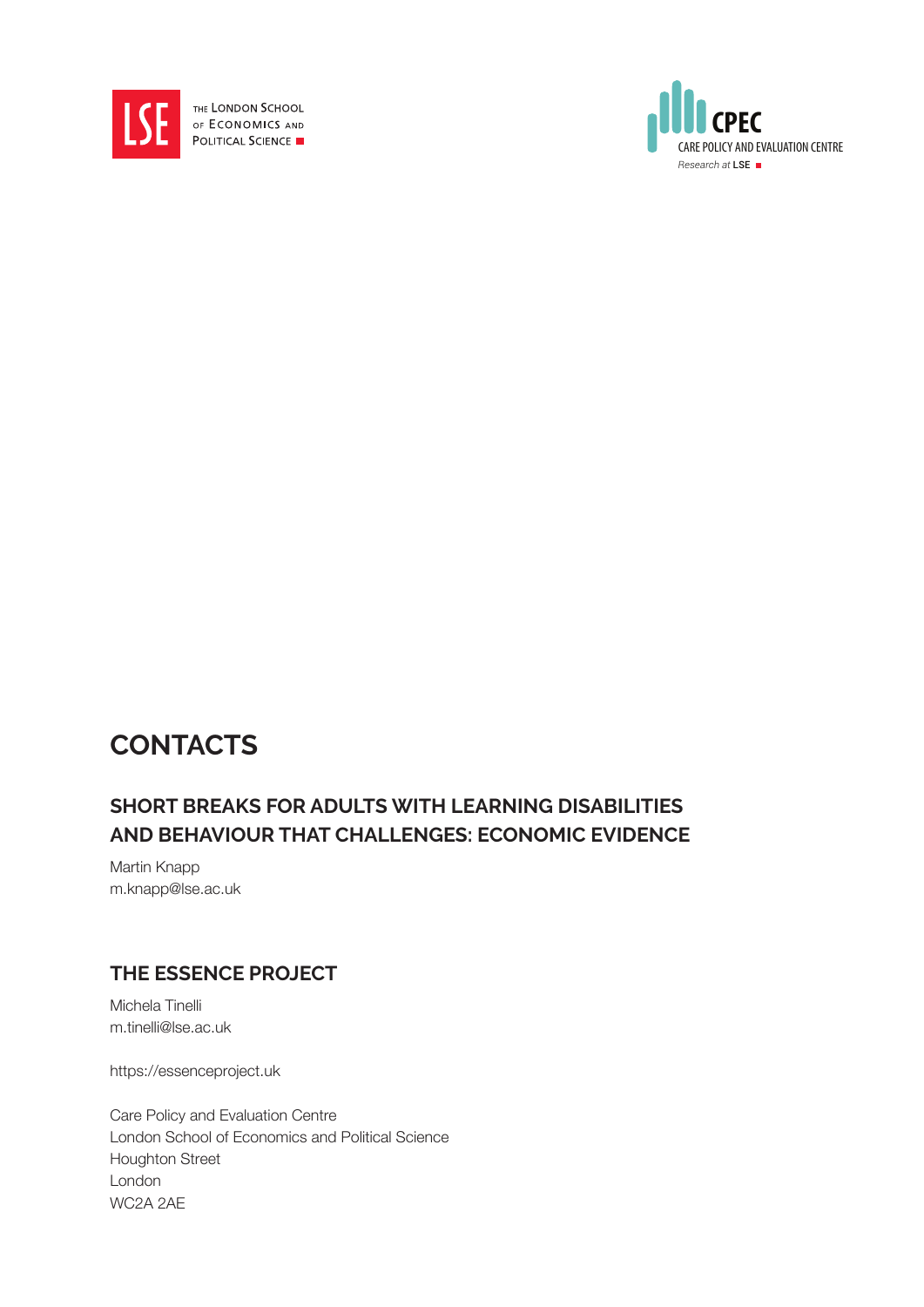THE LONDON SCHOOL OF ECONOMICS AND POLITICAL SCIENCE

CPEC
CARE POLICY AND EVALUATION CENTRE
Research at LSE

# CONTACTS

## SHORT BREAKS FOR ADULTS WITH LEARNING DISABILITIES AND BEHAVIOUR THAT CHALLENGES: ECONOMIC EVIDENCE

Martin Knapp
m.knapp@lse.ac.uk

## THE ESSENCE PROJECT

Michela Tinelli
m.tinelli@lse.ac.uk

https://essenceproject.uk

Care Policy and Evaluation Centre
London School of Economics and Political Science
Houghton Street
London
WC2A 2AE